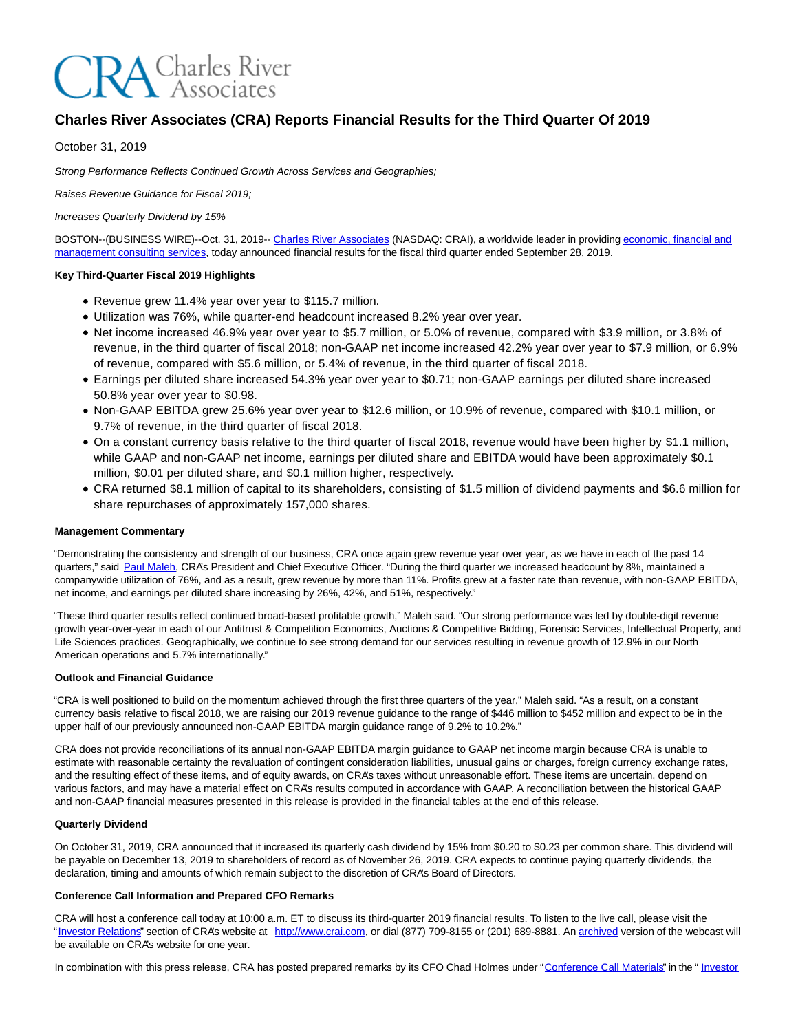# Charles River Associates (CRA) Reports Financial Results for the Third Quarter Of 2019

October 31, 2019

*Strong Performance Reflects Continued Growth Across Services and Geographies;*

*Raises Revenue Guidance for Fiscal 2019;*

*Increases Quarterly Dividend by 15%*

BOSTON--(BUSINESS WIRE)--Oct. 31, 2019-- Charles River Associates (NASDAQ: CRAI), a worldwide leader in providing economic, financial and management consulting services, today announced financial results for the fiscal third quarter ended September 28, 2019.

**Key Third-Quarter Fiscal 2019 Highlights**

- Revenue grew 11.4% year over year to $115.7 million.
- Utilization was 76%, while quarter-end headcount increased 8.2% year over year.
- Net income increased 46.9% year over year to $5.7 million, or 5.0% of revenue, compared with $3.9 million, or 3.8% of revenue, in the third quarter of fiscal 2018; non-GAAP net income increased 42.2% year over year to $7.9 million, or 6.9% of revenue, compared with $5.6 million, or 5.4% of revenue, in the third quarter of fiscal 2018.
- Earnings per diluted share increased 54.3% year over year to $0.71; non-GAAP earnings per diluted share increased 50.8% year over year to $0.98.
- Non-GAAP EBITDA grew 25.6% year over year to $12.6 million, or 10.9% of revenue, compared with $10.1 million, or 9.7% of revenue, in the third quarter of fiscal 2018.
- On a constant currency basis relative to the third quarter of fiscal 2018, revenue would have been higher by $1.1 million, while GAAP and non-GAAP net income, earnings per diluted share and EBITDA would have been approximately $0.1 million, $0.01 per diluted share, and $0.1 million higher, respectively.
- CRA returned $8.1 million of capital to its shareholders, consisting of $1.5 million of dividend payments and $6.6 million for share repurchases of approximately 157,000 shares.

**Management Commentary**

"Demonstrating the consistency and strength of our business, CRA once again grew revenue year over year, as we have in each of the past 14 quarters," said Paul Maleh, CRA's President and Chief Executive Officer. "During the third quarter we increased headcount by 8%, maintained a companywide utilization of 76%, and as a result, grew revenue by more than 11%. Profits grew at a faster rate than revenue, with non-GAAP EBITDA, net income, and earnings per diluted share increasing by 26%, 42%, and 51%, respectively."

"These third quarter results reflect continued broad-based profitable growth," Maleh said. "Our strong performance was led by double-digit revenue growth year-over-year in each of our Antitrust & Competition Economics, Auctions & Competitive Bidding, Forensic Services, Intellectual Property, and Life Sciences practices. Geographically, we continue to see strong demand for our services resulting in revenue growth of 12.9% in our North American operations and 5.7% internationally."

**Outlook and Financial Guidance**

"CRA is well positioned to build on the momentum achieved through the first three quarters of the year," Maleh said. "As a result, on a constant currency basis relative to fiscal 2018, we are raising our 2019 revenue guidance to the range of $446 million to $452 million and expect to be in the upper half of our previously announced non-GAAP EBITDA margin guidance range of 9.2% to 10.2%."

CRA does not provide reconciliations of its annual non-GAAP EBITDA margin guidance to GAAP net income margin because CRA is unable to estimate with reasonable certainty the revaluation of contingent consideration liabilities, unusual gains or charges, foreign currency exchange rates, and the resulting effect of these items, and of equity awards, on CRA's taxes without unreasonable effort. These items are uncertain, depend on various factors, and may have a material effect on CRA's results computed in accordance with GAAP. A reconciliation between the historical GAAP and non-GAAP financial measures presented in this release is provided in the financial tables at the end of this release.

**Quarterly Dividend**

On October 31, 2019, CRA announced that it increased its quarterly cash dividend by 15% from $0.20 to $0.23 per common share. This dividend will be payable on December 13, 2019 to shareholders of record as of November 26, 2019. CRA expects to continue paying quarterly dividends, the declaration, timing and amounts of which remain subject to the discretion of CRA's Board of Directors.

**Conference Call Information and Prepared CFO Remarks**

CRA will host a conference call today at 10:00 a.m. ET to discuss its third-quarter 2019 financial results. To listen to the live call, please visit the "Investor Relations" section of CRA's website at http://www.crai.com, or dial (877) 709-8155 or (201) 689-8881. An archived version of the webcast will be available on CRA's website for one year.

In combination with this press release, CRA has posted prepared remarks by its CFO Chad Holmes under "Conference Call Materials" in the " Investor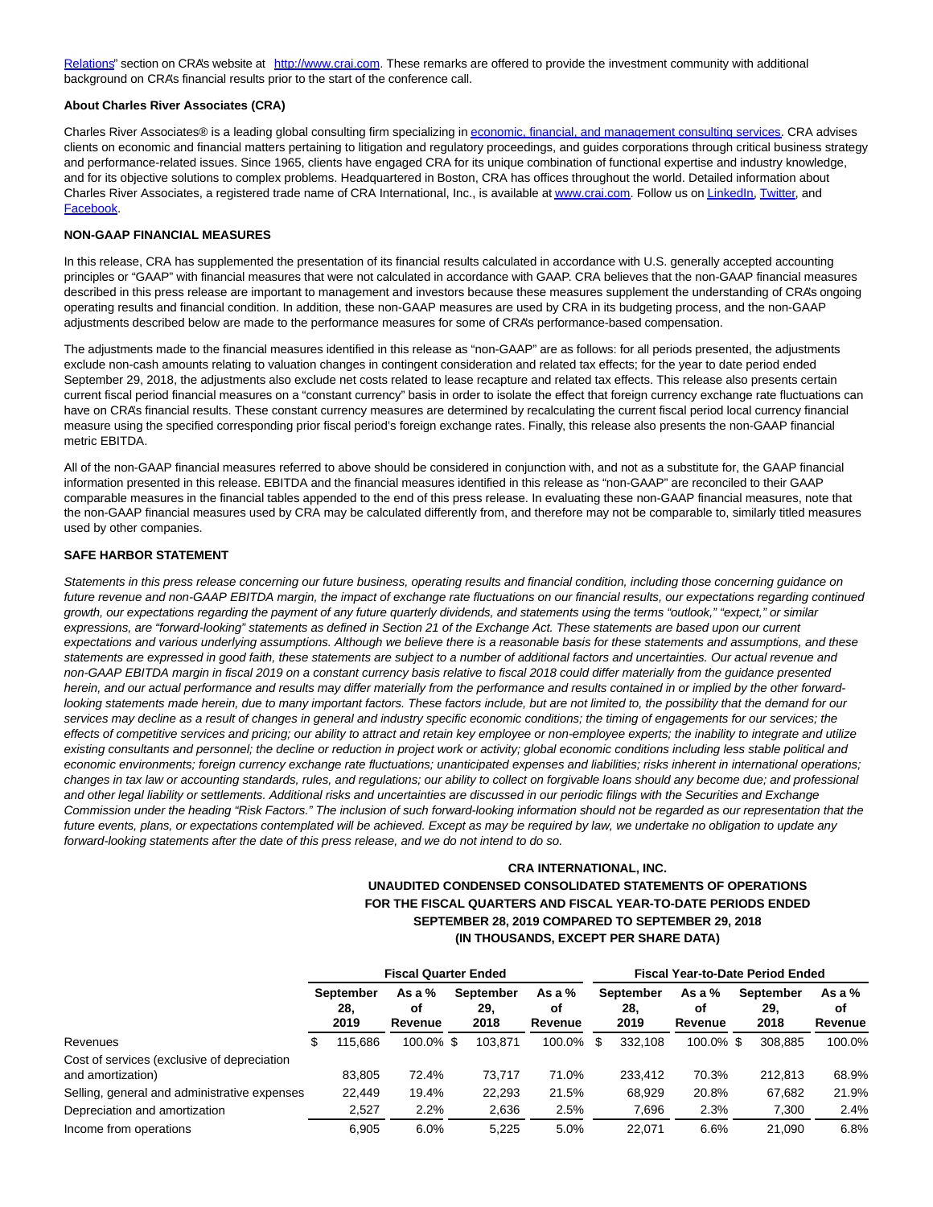Relations" section on CRA's website at http://www.crai.com. These remarks are offered to provide the investment community with additional background on CRA's financial results prior to the start of the conference call.

**About Charles River Associates (CRA)**

Charles River Associates® is a leading global consulting firm specializing in economic, financial, and management consulting services. CRA advises clients on economic and financial matters pertaining to litigation and regulatory proceedings, and guides corporations through critical business strategy and performance-related issues. Since 1965, clients have engaged CRA for its unique combination of functional expertise and industry knowledge, and for its objective solutions to complex problems. Headquartered in Boston, CRA has offices throughout the world. Detailed information about Charles River Associates, a registered trade name of CRA International, Inc., is available at www.crai.com. Follow us on LinkedIn, Twitter, and Facebook.

**NON-GAAP FINANCIAL MEASURES**

In this release, CRA has supplemented the presentation of its financial results calculated in accordance with U.S. generally accepted accounting principles or "GAAP" with financial measures that were not calculated in accordance with GAAP. CRA believes that the non-GAAP financial measures described in this press release are important to management and investors because these measures supplement the understanding of CRA's ongoing operating results and financial condition. In addition, these non-GAAP measures are used by CRA in its budgeting process, and the non-GAAP adjustments described below are made to the performance measures for some of CRA's performance-based compensation.

The adjustments made to the financial measures identified in this release as "non-GAAP" are as follows: for all periods presented, the adjustments exclude non-cash amounts relating to valuation changes in contingent consideration and related tax effects; for the year to date period ended September 29, 2018, the adjustments also exclude net costs related to lease recapture and related tax effects. This release also presents certain current fiscal period financial measures on a "constant currency" basis in order to isolate the effect that foreign currency exchange rate fluctuations can have on CRA's financial results. These constant currency measures are determined by recalculating the current fiscal period local currency financial measure using the specified corresponding prior fiscal period's foreign exchange rates. Finally, this release also presents the non-GAAP financial metric EBITDA.

All of the non-GAAP financial measures referred to above should be considered in conjunction with, and not as a substitute for, the GAAP financial information presented in this release. EBITDA and the financial measures identified in this release as "non-GAAP" are reconciled to their GAAP comparable measures in the financial tables appended to the end of this press release. In evaluating these non-GAAP financial measures, note that the non-GAAP financial measures used by CRA may be calculated differently from, and therefore may not be comparable to, similarly titled measures used by other companies.

**SAFE HARBOR STATEMENT**

*Statements in this press release concerning our future business, operating results and financial condition, including those concerning guidance on future revenue and non-GAAP EBITDA margin, the impact of exchange rate fluctuations on our financial results, our expectations regarding continued growth, our expectations regarding the payment of any future quarterly dividends, and statements using the terms "outlook," "expect," or similar expressions, are "forward-looking" statements as defined in Section 21 of the Exchange Act. These statements are based upon our current expectations and various underlying assumptions. Although we believe there is a reasonable basis for these statements and assumptions, and these statements are expressed in good faith, these statements are subject to a number of additional factors and uncertainties. Our actual revenue and non-GAAP EBITDA margin in fiscal 2019 on a constant currency basis relative to fiscal 2018 could differ materially from the guidance presented herein, and our actual performance and results may differ materially from the performance and results contained in or implied by the other forward-looking statements made herein, due to many important factors. These factors include, but are not limited to, the possibility that the demand for our services may decline as a result of changes in general and industry specific economic conditions; the timing of engagements for our services; the effects of competitive services and pricing; our ability to attract and retain key employee or non-employee experts; the inability to integrate and utilize existing consultants and personnel; the decline or reduction in project work or activity; global economic conditions including less stable political and economic environments; foreign currency exchange rate fluctuations; unanticipated expenses and liabilities; risks inherent in international operations; changes in tax law or accounting standards, rules, and regulations; our ability to collect on forgivable loans should any become due; and professional and other legal liability or settlements. Additional risks and uncertainties are discussed in our periodic filings with the Securities and Exchange Commission under the heading "Risk Factors." The inclusion of such forward-looking information should not be regarded as our representation that the future events, plans, or expectations contemplated will be achieved. Except as may be required by law, we undertake no obligation to update any forward-looking statements after the date of this press release, and we do not intend to do so.*

**CRA INTERNATIONAL, INC.**
**UNAUDITED CONDENSED CONSOLIDATED STATEMENTS OF OPERATIONS**
**FOR THE FISCAL QUARTERS AND FISCAL YEAR-TO-DATE PERIODS ENDED**
**SEPTEMBER 28, 2019 COMPARED TO SEPTEMBER 29, 2018**
**(IN THOUSANDS, EXCEPT PER SHARE DATA)**

| | Fiscal Quarter Ended | | | | Fiscal Year-to-Date Period Ended | | | |
|---|---|---|---|---|---|---|---|---|
| | September 28, 2019 | As a % of Revenue | September 29, 2018 | As a % of Revenue | September 28, 2019 | As a % of Revenue | September 29, 2018 | As a % of Revenue |
| Revenues | $ 115,686 | 100.0% | $ 103,871 | 100.0% | $ 332,108 | 100.0% | $ 308,885 | 100.0% |
| Cost of services (exclusive of depreciation and amortization) | 83,805 | 72.4% | 73,717 | 71.0% | 233,412 | 70.3% | 212,813 | 68.9% |
| Selling, general and administrative expenses | 22,449 | 19.4% | 22,293 | 21.5% | 68,929 | 20.8% | 67,682 | 21.9% |
| Depreciation and amortization | 2,527 | 2.2% | 2,636 | 2.5% | 7,696 | 2.3% | 7,300 | 2.4% |
| Income from operations | 6,905 | 6.0% | 5,225 | 5.0% | 22,071 | 6.6% | 21,090 | 6.8% |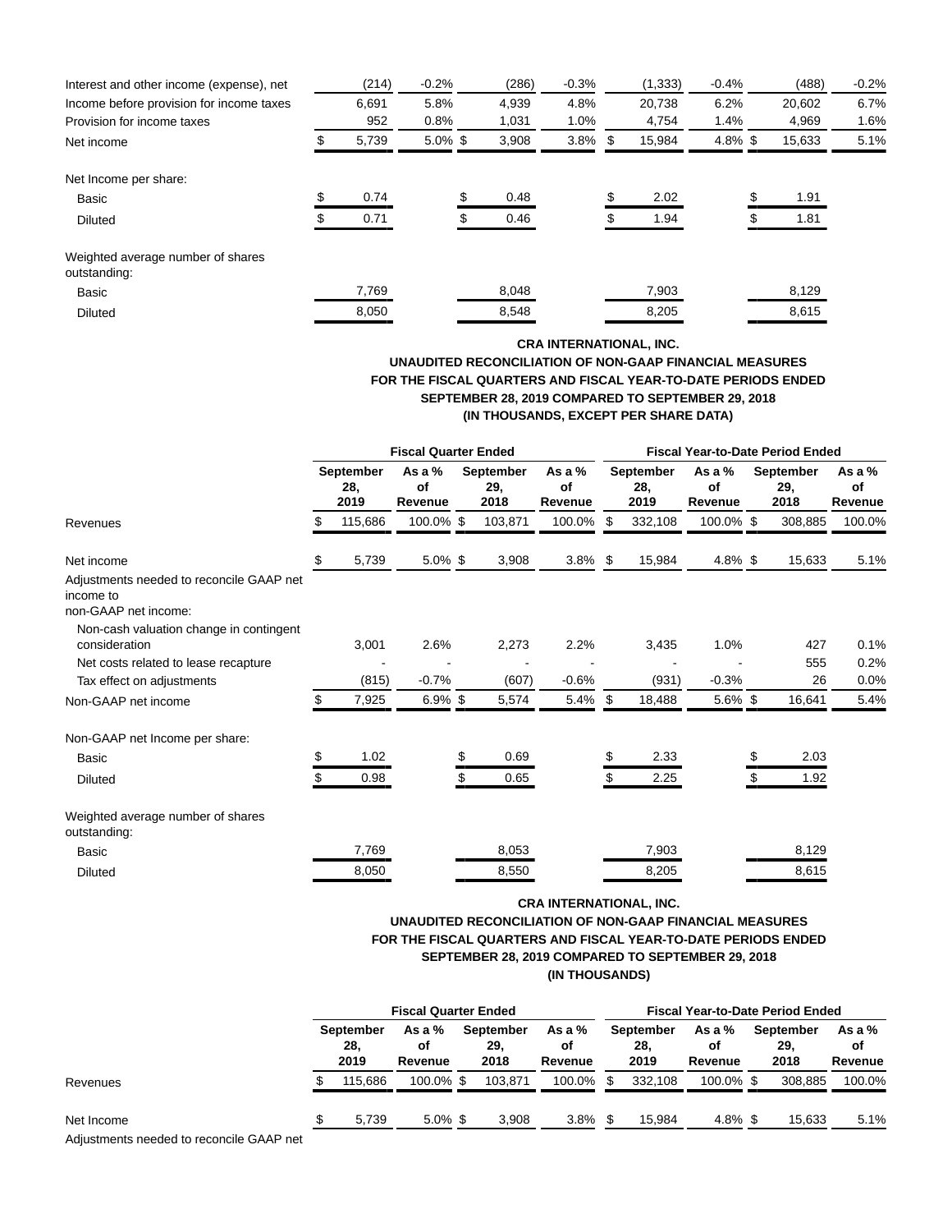| | | | | | | | | |
|---|---|---|---|---|---|---|---|---|
| Interest and other income (expense), net | (214) | -0.2% | (286) | -0.3% | (1,333) | -0.4% | (488) | -0.2% |
| Income before provision for income taxes | 6,691 | 5.8% | 4,939 | 4.8% | 20,738 | 6.2% | 20,602 | 6.7% |
| Provision for income taxes | 952 | 0.8% | 1,031 | 1.0% | 4,754 | 1.4% | 4,969 | 1.6% |
| Net income | $ 5,739 | 5.0% | $ 3,908 | 3.8% | $ 15,984 | 4.8% | $ 15,633 | 5.1% |
| | | | | | | | | |
| Net Income per share: | | | | | | | | |
| Basic | $ 0.74 | | $ 0.48 | | $ 2.02 | | $ 1.91 | |
| Diluted | $ 0.71 | | $ 0.46 | | $ 1.94 | | $ 1.81 | |
| | | | | | | | | |
| Weighted average number of shares outstanding: | | | | | | | | |
| Basic | 7,769 | | 8,048 | | 7,903 | | 8,129 | |
| Diluted | 8,050 | | 8,548 | | 8,205 | | 8,615 | |

**CRA INTERNATIONAL, INC.**
**UNAUDITED RECONCILIATION OF NON-GAAP FINANCIAL MEASURES**
**FOR THE FISCAL QUARTERS AND FISCAL YEAR-TO-DATE PERIODS ENDED**
**SEPTEMBER 28, 2019 COMPARED TO SEPTEMBER 29, 2018**
**(IN THOUSANDS, EXCEPT PER SHARE DATA)**

| | Fiscal Quarter Ended | | | | Fiscal Year-to-Date Period Ended | | | |
|---|---|---|---|---|---|---|---|---|
| | September 28, 2019 | As a % of Revenue | September 29, 2018 | As a % of Revenue | September 28, 2019 | As a % of Revenue | September 29, 2018 | As a % of Revenue |
| Revenues | $ 115,686 | 100.0% | $ 103,871 | 100.0% | $ 332,108 | 100.0% | $ 308,885 | 100.0% |
| | | | | | | | | |
| Net income | $ 5,739 | 5.0% | $ 3,908 | 3.8% | $ 15,984 | 4.8% | $ 15,633 | 5.1% |
| Adjustments needed to reconcile GAAP net income to non-GAAP net income: | | | | | | | | |
| Non-cash valuation change in contingent consideration | 3,001 | 2.6% | 2,273 | 2.2% | 3,435 | 1.0% | 427 | 0.1% |
| Net costs related to lease recapture | - | - | - | - | - | - | 555 | 0.2% |
| Tax effect on adjustments | (815) | -0.7% | (607) | -0.6% | (931) | -0.3% | 26 | 0.0% |
| Non-GAAP net income | $ 7,925 | 6.9% | $ 5,574 | 5.4% | $ 18,488 | 5.6% | $ 16,641 | 5.4% |
| | | | | | | | | |
| Non-GAAP net Income per share: | | | | | | | | |
| Basic | $ 1.02 | | $ 0.69 | | $ 2.33 | | $ 2.03 | |
| Diluted | $ 0.98 | | $ 0.65 | | $ 2.25 | | $ 1.92 | |
| | | | | | | | | |
| Weighted average number of shares outstanding: | | | | | | | | |
| Basic | 7,769 | | 8,053 | | 7,903 | | 8,129 | |
| Diluted | 8,050 | | 8,550 | | 8,205 | | 8,615 | |

**CRA INTERNATIONAL, INC.**
**UNAUDITED RECONCILIATION OF NON-GAAP FINANCIAL MEASURES**
**FOR THE FISCAL QUARTERS AND FISCAL YEAR-TO-DATE PERIODS ENDED**
**SEPTEMBER 28, 2019 COMPARED TO SEPTEMBER 29, 2018**
**(IN THOUSANDS)**

| | Fiscal Quarter Ended | | | | Fiscal Year-to-Date Period Ended | | | |
|---|---|---|---|---|---|---|---|---|
| | September 28, 2019 | As a % of Revenue | September 29, 2018 | As a % of Revenue | September 28, 2019 | As a % of Revenue | September 29, 2018 | As a % of Revenue |
| Revenues | $ 115,686 | 100.0% | $ 103,871 | 100.0% | $ 332,108 | 100.0% | $ 308,885 | 100.0% |
| | | | | | | | | |
| Net Income | $ 5,739 | 5.0% | $ 3,908 | 3.8% | $ 15,984 | 4.8% | $ 15,633 | 5.1% |
| Adjustments needed to reconcile GAAP net | | | | | | | | |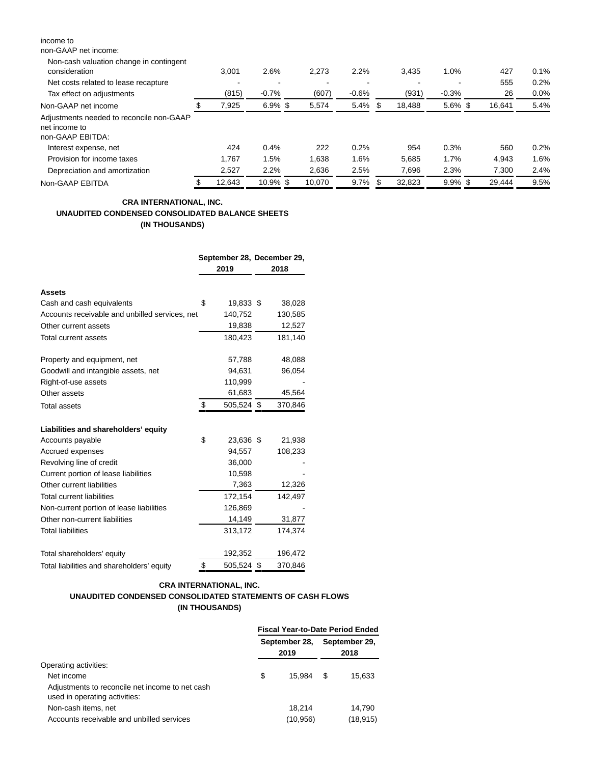| income to non-GAAP net income: | | | | | | | | |
|---|---|---|---|---|---|---|---|---|
| Non-cash valuation change in contingent consideration | 3,001 | 2.6% | 2,273 | 2.2% | 3,435 | 1.0% | 427 | 0.1% |
| Net costs related to lease recapture | - | - | - | - | - | - | 555 | 0.2% |
| Tax effect on adjustments | (815) | -0.7% | (607) | -0.6% | (931) | -0.3% | 26 | 0.0% |
| Non-GAAP net income | $ 7,925 | 6.9% | $ 5,574 | 5.4% | $ 18,488 | 5.6% | $ 16,641 | 5.4% |
| Adjustments needed to reconcile non-GAAP net income to non-GAAP EBITDA: | | | | | | | | |
| Interest expense, net | 424 | 0.4% | 222 | 0.2% | 954 | 0.3% | 560 | 0.2% |
| Provision for income taxes | 1,767 | 1.5% | 1,638 | 1.6% | 5,685 | 1.7% | 4,943 | 1.6% |
| Depreciation and amortization | 2,527 | 2.2% | 2,636 | 2.5% | 7,696 | 2.3% | 7,300 | 2.4% |
| Non-GAAP EBITDA | $ 12,643 | 10.9% | $ 10,070 | 9.7% | $ 32,823 | 9.9% | $ 29,444 | 9.5% |

**CRA INTERNATIONAL, INC.**
**UNAUDITED CONDENSED CONSOLIDATED BALANCE SHEETS**
**(IN THOUSANDS)**

| | September 28, 2019 | December 29, 2018 |
|---|---|---|
| **Assets** | | |
| Cash and cash equivalents | $ 19,833 | $ 38,028 |
| Accounts receivable and unbilled services, net | 140,752 | 130,585 |
| Other current assets | 19,838 | 12,527 |
| Total current assets | 180,423 | 181,140 |
| | | |
| Property and equipment, net | 57,788 | 48,088 |
| Goodwill and intangible assets, net | 94,631 | 96,054 |
| Right-of-use assets | 110,999 | - |
| Other assets | 61,683 | 45,564 |
| Total assets | $ 505,524 | $ 370,846 |
| | | |
| **Liabilities and shareholders' equity** | | |
| Accounts payable | $ 23,636 | $ 21,938 |
| Accrued expenses | 94,557 | 108,233 |
| Revolving line of credit | 36,000 | - |
| Current portion of lease liabilities | 10,598 | - |
| Other current liabilities | 7,363 | 12,326 |
| Total current liabilities | 172,154 | 142,497 |
| Non-current portion of lease liabilities | 126,869 | - |
| Other non-current liabilities | 14,149 | 31,877 |
| Total liabilities | 313,172 | 174,374 |
| | | |
| Total shareholders' equity | 192,352 | 196,472 |
| Total liabilities and shareholders' equity | $ 505,524 | $ 370,846 |

**CRA INTERNATIONAL, INC.**
**UNAUDITED CONDENSED CONSOLIDATED STATEMENTS OF CASH FLOWS**
**(IN THOUSANDS)**

| | Fiscal Year-to-Date Period Ended | |
|---|---|---|
| | September 28, 2019 | September 29, 2018 |
| Operating activities: | | |
| Net income | $ 15,984 | $ 15,633 |
| Adjustments to reconcile net income to net cash used in operating activities: | | |
| Non-cash items, net | 18,214 | 14,790 |
| Accounts receivable and unbilled services | (10,956) | (18,915) |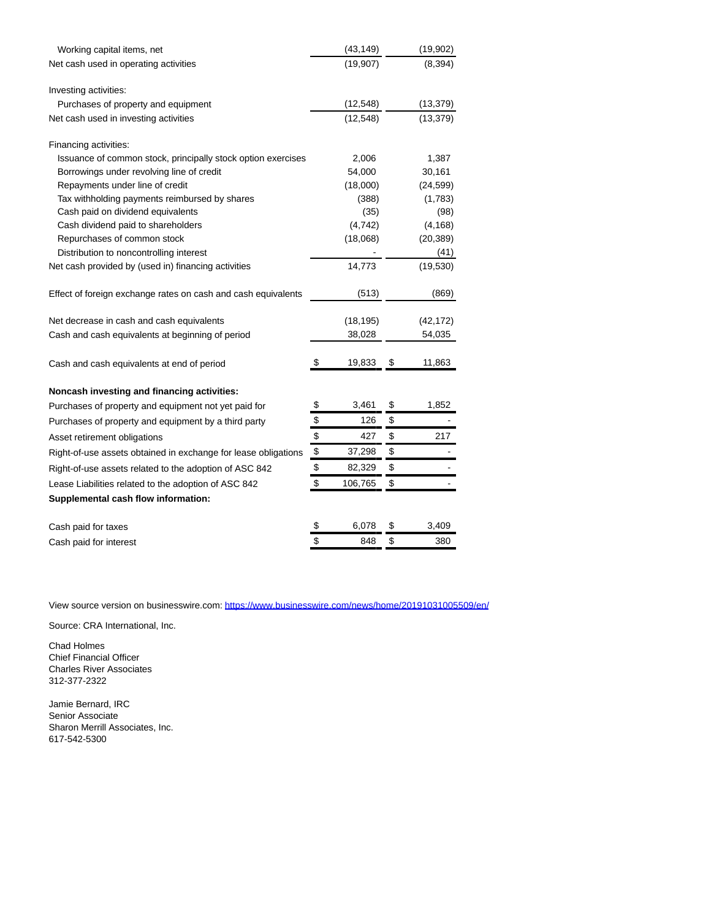| | | |
| --- | --- | --- |
| Working capital items, net | (43,149) | (19,902) |
| Net cash used in operating activities | (19,907) | (8,394) |
| | | |
| Investing activities: | | |
| Purchases of property and equipment | (12,548) | (13,379) |
| Net cash used in investing activities | (12,548) | (13,379) |
| | | |
| Financing activities: | | |
| Issuance of common stock, principally stock option exercises | 2,006 | 1,387 |
| Borrowings under revolving line of credit | 54,000 | 30,161 |
| Repayments under line of credit | (18,000) | (24,599) |
| Tax withholding payments reimbursed by shares | (388) | (1,783) |
| Cash paid on dividend equivalents | (35) | (98) |
| Cash dividend paid to shareholders | (4,742) | (4,168) |
| Repurchases of common stock | (18,068) | (20,389) |
| Distribution to noncontrolling interest | - | (41) |
| Net cash provided by (used in) financing activities | 14,773 | (19,530) |
| | | |
| Effect of foreign exchange rates on cash and cash equivalents | (513) | (869) |
| | | |
| Net decrease in cash and cash equivalents | (18,195) | (42,172) |
| Cash and cash equivalents at beginning of period | 38,028 | 54,035 |
| | | |
| Cash and cash equivalents at end of period | $ 19,833 | $ 11,863 |
| | | |
| **Noncash investing and financing activities:** | | |
| Purchases of property and equipment not yet paid for | $ 3,461 | $ 1,852 |
| Purchases of property and equipment by a third party | $ 126 | $ - |
| Asset retirement obligations | $ 427 | $ 217 |
| Right-of-use assets obtained in exchange for lease obligations | $ 37,298 | $ - |
| Right-of-use assets related to the adoption of ASC 842 | $ 82,329 | $ - |
| Lease Liabilities related to the adoption of ASC 842 | $ 106,765 | $ - |
| **Supplemental cash flow information:** | | |
| | | |
| Cash paid for taxes | $ 6,078 | $ 3,409 |
| Cash paid for interest | $ 848 | $ 380 |

View source version on businesswire.com: https://www.businesswire.com/news/home/20191031005509/en/

Source: CRA International, Inc.

Chad Holmes
Chief Financial Officer
Charles River Associates
312-377-2322

Jamie Bernard, IRC
Senior Associate
Sharon Merrill Associates, Inc.
617-542-5300